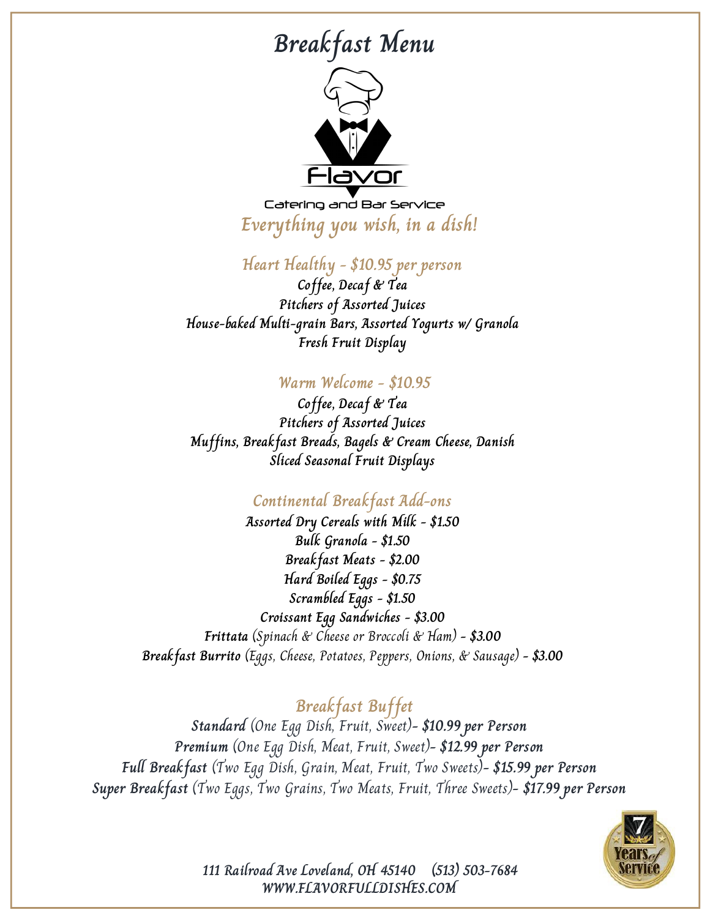# Breakfast Menu

Flavor

Catering and Bar Service

*Everything you wish, in a dish!*

## Heart Healthy - $10.95 per person

Coffee, Decaf & Tea
Pitchers of Assorted Juices
House-baked Multi-grain Bars, Assorted Yogurts w/ Granola
Fresh Fruit Display

## Warm Welcome - $10.95

Coffee, Decaf & Tea
Pitchers of Assorted Juices
Muffins, Breakfast Breads, Bagels & Cream Cheese, Danish
Sliced Seasonal Fruit Displays

## Continental Breakfast Add-ons

Assorted Dry Cereals with Milk - $1.50
Bulk Granola - $1.50
Breakfast Meats - $2.00
Hard Boiled Eggs - $0.75
Scrambled Eggs - $1.50
Croissant Egg Sandwiches - $3.00
**Frittata** (Spinach & Cheese or Broccoli & Ham) - **$3.00**
**Breakfast Burrito** (Eggs, Cheese, Potatoes, Peppers, Onions, & Sausage) - **$3.00**

## Breakfast Buffet

**Standard** (One Egg Dish, Fruit, Sweet)- **$10.99 per Person**
**Premium** (One Egg Dish, Meat, Fruit, Sweet)- **$12.99 per Person**
**Full Breakfast** (Two Egg Dish, Grain, Meat, Fruit, Two Sweets)- **$15.99 per Person**
**Super Breakfast** (Two Eggs, Two Grains, Two Meats, Fruit, Three Sweets)- **$17.99 per Person**

7 Years of Service

111 Railroad Ave Loveland, OH 45140 (513) 503-7684
WWW.FLAVORFULLDISHES.COM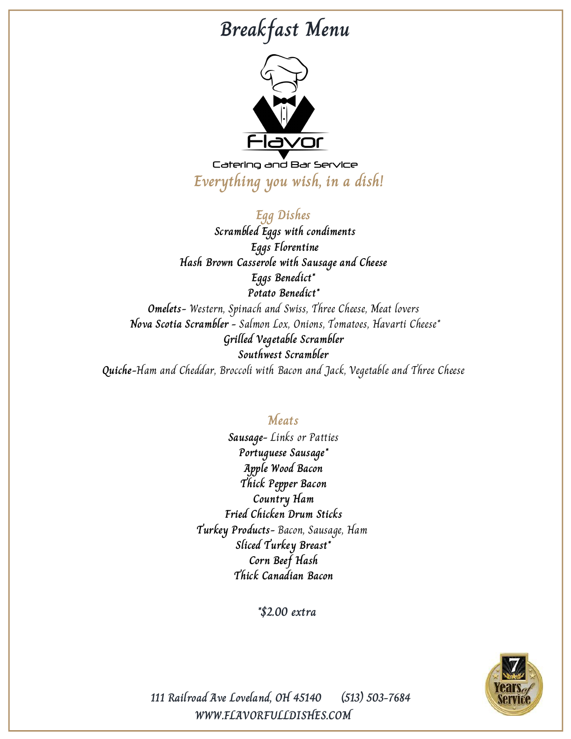# Breakfast Menu

Flavor

Catering and Bar Service

*Everything you wish, in a dish!*

## Egg Dishes

**Scrambled Eggs with condiments**

**Eggs Florentine**

**Hash Brown Casserole with Sausage and Cheese**

**Eggs Benedict***

**Potato Benedict***

**Omelets-** *Western, Spinach and Swiss, Three Cheese, Meat lovers*

**Nova Scotia Scrambler -** *Salmon Lox, Onions, Tomatoes, Havarti Cheese**

**Grilled Vegetable Scrambler**

**Southwest Scrambler**

**Quiche-***Ham and Cheddar, Broccoli with Bacon and Jack, Vegetable and Three Cheese*

## Meats

**Sausage-** *Links or Patties*

**Portuguese Sausage***

**Apple Wood Bacon**

**Thick Pepper Bacon**

**Country Ham**

**Fried Chicken Drum Sticks**

**Turkey Products-** *Bacon, Sausage, Ham*

**Sliced Turkey Breast***

**Corn Beef Hash**

**Thick Canadian Bacon**

*$2.00 extra

111 Railroad Ave Loveland, OH 45140 (513) 503-7684

WWW.FLAVORFULLDISHES.COM

7 Years of Service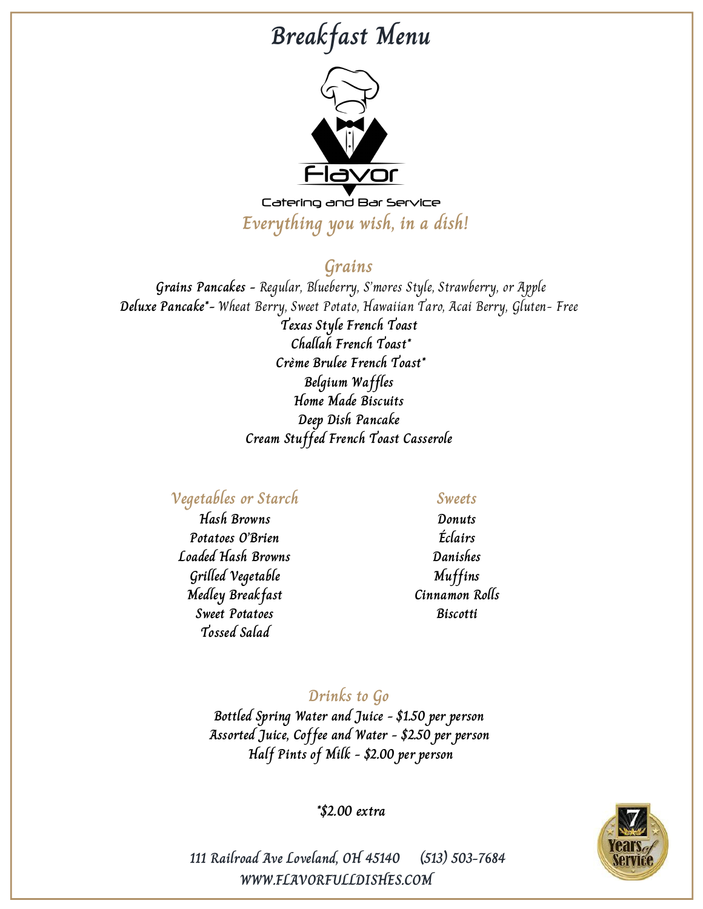# Breakfast Menu

Flavor

Catering and Bar Service

*Everything you wish, in a dish!*

## Grains

**Grains Pancakes** – *Regular, Blueberry, S'mores Style, Strawberry, or Apple*

**Deluxe Pancake*** – *Wheat Berry, Sweet Potato, Hawaiian Taro, Acai Berry, Gluten- Free*

Texas Style French Toast

Challah French Toast*

Crème Brulee French Toast*

Belgium Waffles

Home Made Biscuits

Deep Dish Pancake

Cream Stuffed French Toast Casserole

## Vegetables or Starch

Hash Browns

Potatoes O'Brien

Loaded Hash Browns

Grilled Vegetable

Medley Breakfast

Sweet Potatoes

Tossed Salad

## Sweets

Donuts

Éclairs

Danishes

Muffins

Cinnamon Rolls

Biscotti

## Drinks to Go

Bottled Spring Water and Juice – $1.50 per person

Assorted Juice, Coffee and Water – $2.50 per person

Half Pints of Milk – $2.00 per person

*$2.00 extra

111 Railroad Ave Loveland, OH 45140 (513) 503-7684

WWW.FLAVORFULLDISHES.COM